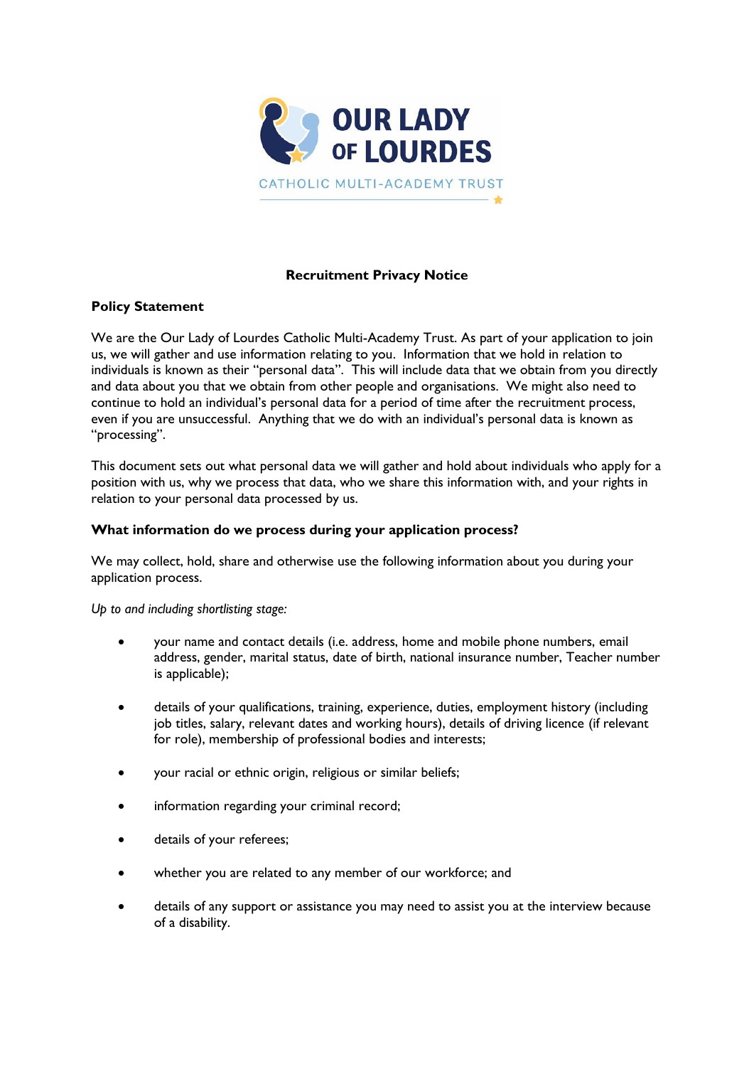# Recruitment Privacy Notice

## Policy Statement

We are the Our Lady of Lourdes Catholic Multi-Academy Trust. As part of your application to join us, we will gather and use information relating to you. Information that we hold in relation to individuals is known as their "personal data". This will include data that we obtain from you directly and data about you that we obtain from other people and organisations. We might also need to continue to hold an individual's personal data for a period of time after the recruitment process, even if you are unsuccessful. Anything that we do with an individual's personal data is known as "processing".

This document sets out what personal data we will gather and hold about individuals who apply for a position with us, why we process that data, who we share this information with, and your rights in relation to your personal data processed by us.

## What information do we process during your application process?

We may collect, hold, share and otherwise use the following information about you during your application process.

*Up to and including shortlisting stage:*

- your name and contact details (i.e. address, home and mobile phone numbers, email address, gender, marital status, date of birth, national insurance number, Teacher number is applicable);
- details of your qualifications, training, experience, duties, employment history (including job titles, salary, relevant dates and working hours), details of driving licence (if relevant for role), membership of professional bodies and interests;
- your racial or ethnic origin, religious or similar beliefs;
- information regarding your criminal record;
- details of your referees;
- whether you are related to any member of our workforce; and
- details of any support or assistance you may need to assist you at the interview because of a disability.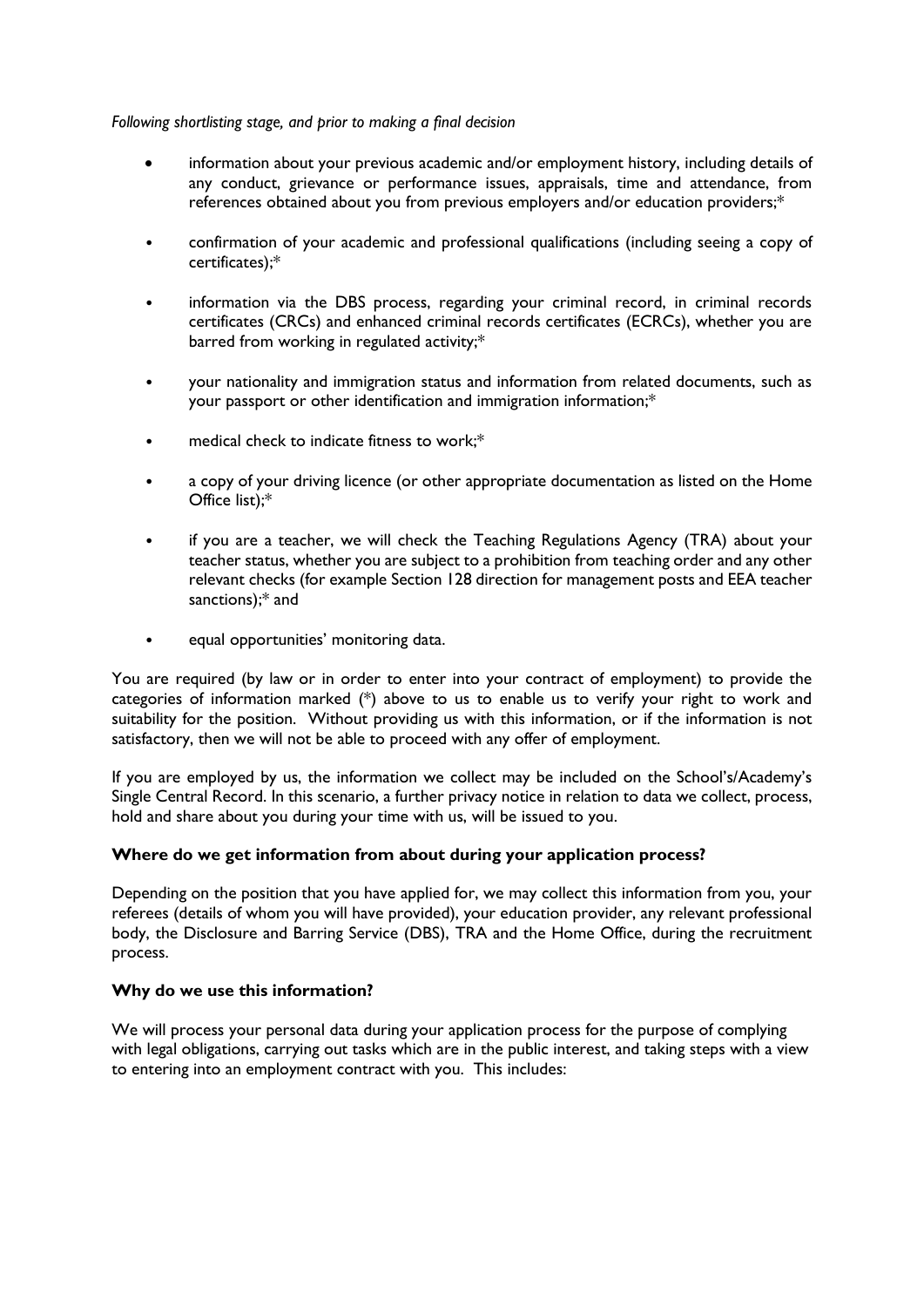*Following shortlisting stage, and prior to making a final decision*

- information about your previous academic and/or employment history, including details of any conduct, grievance or performance issues, appraisals, time and attendance, from references obtained about you from previous employers and/or education providers;*
- confirmation of your academic and professional qualifications (including seeing a copy of certificates);*
- information via the DBS process, regarding your criminal record, in criminal records certificates (CRCs) and enhanced criminal records certificates (ECRCs), whether you are barred from working in regulated activity;*
- your nationality and immigration status and information from related documents, such as your passport or other identification and immigration information;*
- medical check to indicate fitness to work;*
- a copy of your driving licence (or other appropriate documentation as listed on the Home Office list);*
- if you are a teacher, we will check the Teaching Regulations Agency (TRA) about your teacher status, whether you are subject to a prohibition from teaching order and any other relevant checks (for example Section 128 direction for management posts and EEA teacher sanctions);* and
- equal opportunities' monitoring data.

You are required (by law or in order to enter into your contract of employment) to provide the categories of information marked (*) above to us to enable us to verify your right to work and suitability for the position. Without providing us with this information, or if the information is not satisfactory, then we will not be able to proceed with any offer of employment.

If you are employed by us, the information we collect may be included on the School's/Academy's Single Central Record. In this scenario, a further privacy notice in relation to data we collect, process, hold and share about you during your time with us, will be issued to you.

**Where do we get information from about during your application process?**

Depending on the position that you have applied for, we may collect this information from you, your referees (details of whom you will have provided), your education provider, any relevant professional body, the Disclosure and Barring Service (DBS), TRA and the Home Office, during the recruitment process.

**Why do we use this information?**

We will process your personal data during your application process for the purpose of complying with legal obligations, carrying out tasks which are in the public interest, and taking steps with a view to entering into an employment contract with you. This includes: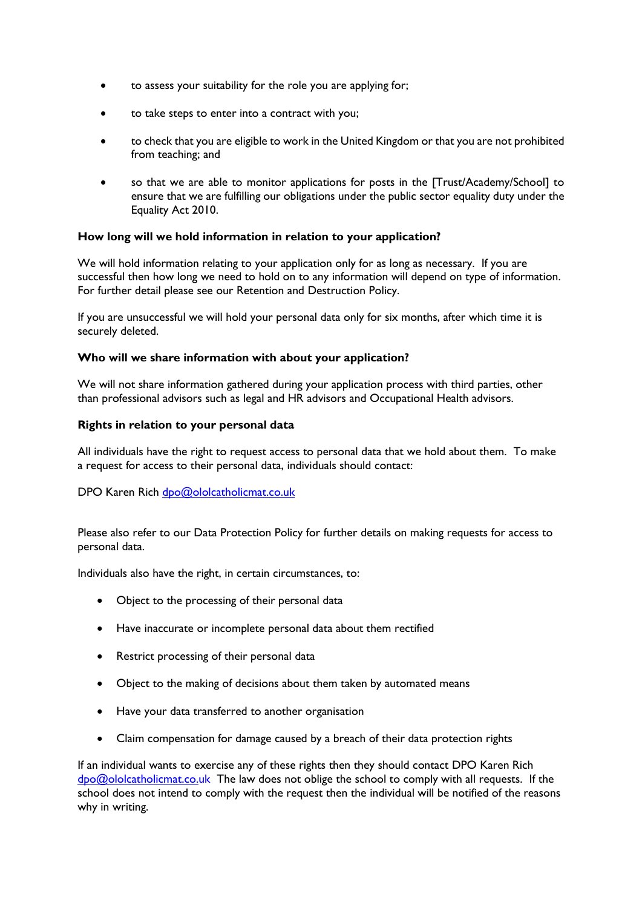- to assess your suitability for the role you are applying for;
- to take steps to enter into a contract with you;
- to check that you are eligible to work in the United Kingdom or that you are not prohibited from teaching; and
- so that we are able to monitor applications for posts in the [Trust/Academy/School] to ensure that we are fulfilling our obligations under the public sector equality duty under the Equality Act 2010.

**How long will we hold information in relation to your application?**

We will hold information relating to your application only for as long as necessary. If you are successful then how long we need to hold on to any information will depend on type of information. For further detail please see our Retention and Destruction Policy.

If you are unsuccessful we will hold your personal data only for six months, after which time it is securely deleted.

**Who will we share information with about your application?**

We will not share information gathered during your application process with third parties, other than professional advisors such as legal and HR advisors and Occupational Health advisors.

**Rights in relation to your personal data**

All individuals have the right to request access to personal data that we hold about them. To make a request for access to their personal data, individuals should contact:

DPO Karen Rich dpo@ololcatholicmat.co.uk

Please also refer to our Data Protection Policy for further details on making requests for access to personal data.

Individuals also have the right, in certain circumstances, to:

- Object to the processing of their personal data
- Have inaccurate or incomplete personal data about them rectified
- Restrict processing of their personal data
- Object to the making of decisions about them taken by automated means
- Have your data transferred to another organisation
- Claim compensation for damage caused by a breach of their data protection rights

If an individual wants to exercise any of these rights then they should contact DPO Karen Rich dpo@ololcatholicmat.co.uk The law does not oblige the school to comply with all requests. If the school does not intend to comply with the request then the individual will be notified of the reasons why in writing.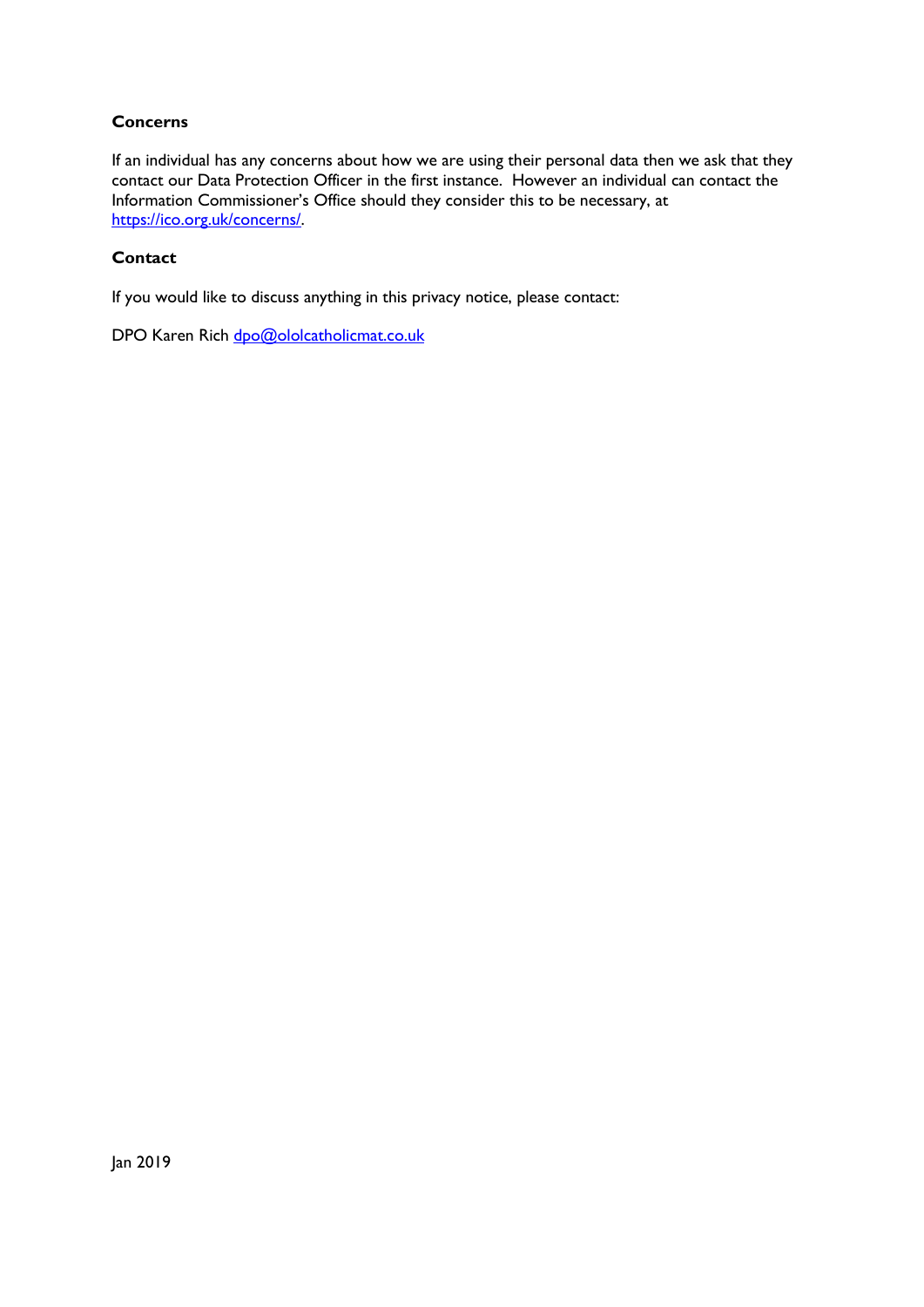**Concerns**

If an individual has any concerns about how we are using their personal data then we ask that they contact our Data Protection Officer in the first instance. However an individual can contact the Information Commissioner's Office should they consider this to be necessary, at https://ico.org.uk/concerns/.

**Contact**

If you would like to discuss anything in this privacy notice, please contact:

DPO Karen Rich dpo@ololcatholicmat.co.uk

Jan 2019